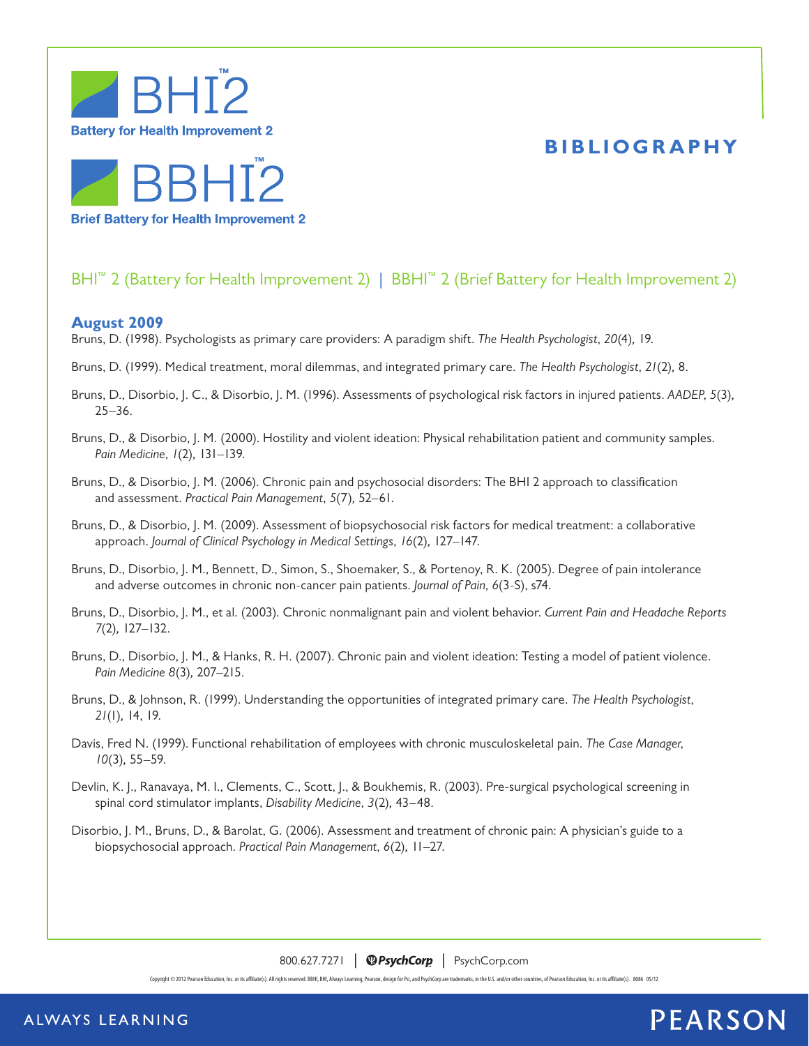BHI™2

Battery for Health Improvement 2

BBHI™2

Brief Battery for Health Improvement 2

# BIBLIOGRAPHY

## BHI™ 2 (Battery for Health Improvement 2) | BBHI™ 2 (Brief Battery for Health Improvement 2)

### August 2009

Bruns, D. (1998). Psychologists as primary care providers: A paradigm shift. *The Health Psychologist*, *20*(4), 19.

Bruns, D. (1999). Medical treatment, moral dilemmas, and integrated primary care. *The Health Psychologist*, *21*(2), 8.

Bruns, D., Disorbio, J. C., & Disorbio, J. M. (1996). Assessments of psychological risk factors in injured patients. *AADEP*, *5*(3), 25–36.

Bruns, D., & Disorbio, J. M. (2000). Hostility and violent ideation: Physical rehabilitation patient and community samples. *Pain Medicine*, *1*(2), 131–139.

Bruns, D., & Disorbio, J. M. (2006). Chronic pain and psychosocial disorders: The BHI 2 approach to classification and assessment. *Practical Pain Management*, *5*(7), 52–61.

Bruns, D., & Disorbio, J. M. (2009). Assessment of biopsychosocial risk factors for medical treatment: a collaborative approach. *Journal of Clinical Psychology in Medical Settings*, *16*(2), 127–147.

Bruns, D., Disorbio, J. M., Bennett, D., Simon, S., Shoemaker, S., & Portenoy, R. K. (2005). Degree of pain intolerance and adverse outcomes in chronic non-cancer pain patients. *Journal of Pain*, *6*(3-S), s74.

Bruns, D., Disorbio, J. M., et al. (2003). Chronic nonmalignant pain and violent behavior. *Current Pain and Headache Reports* *7*(2), 127–132.

Bruns, D., Disorbio, J. M., & Hanks, R. H. (2007). Chronic pain and violent ideation: Testing a model of patient violence. *Pain Medicine* *8*(3), 207–215.

Bruns, D., & Johnson, R. (1999). Understanding the opportunities of integrated primary care. *The Health Psychologist*, *21*(1), 14, 19.

Davis, Fred N. (1999). Functional rehabilitation of employees with chronic musculoskeletal pain. *The Case Manager*, *10*(3), 55–59.

Devlin, K. J., Ranavaya, M. I., Clements, C., Scott, J., & Boukhemis, R. (2003). Pre-surgical psychological screening in spinal cord stimulator implants, *Disability Medicine*, *3*(2), 43–48.

Disorbio, J. M., Bruns, D., & Barolat, G. (2006). Assessment and treatment of chronic pain: A physician's guide to a biopsychosocial approach. *Practical Pain Management*, *6*(2), 11–27.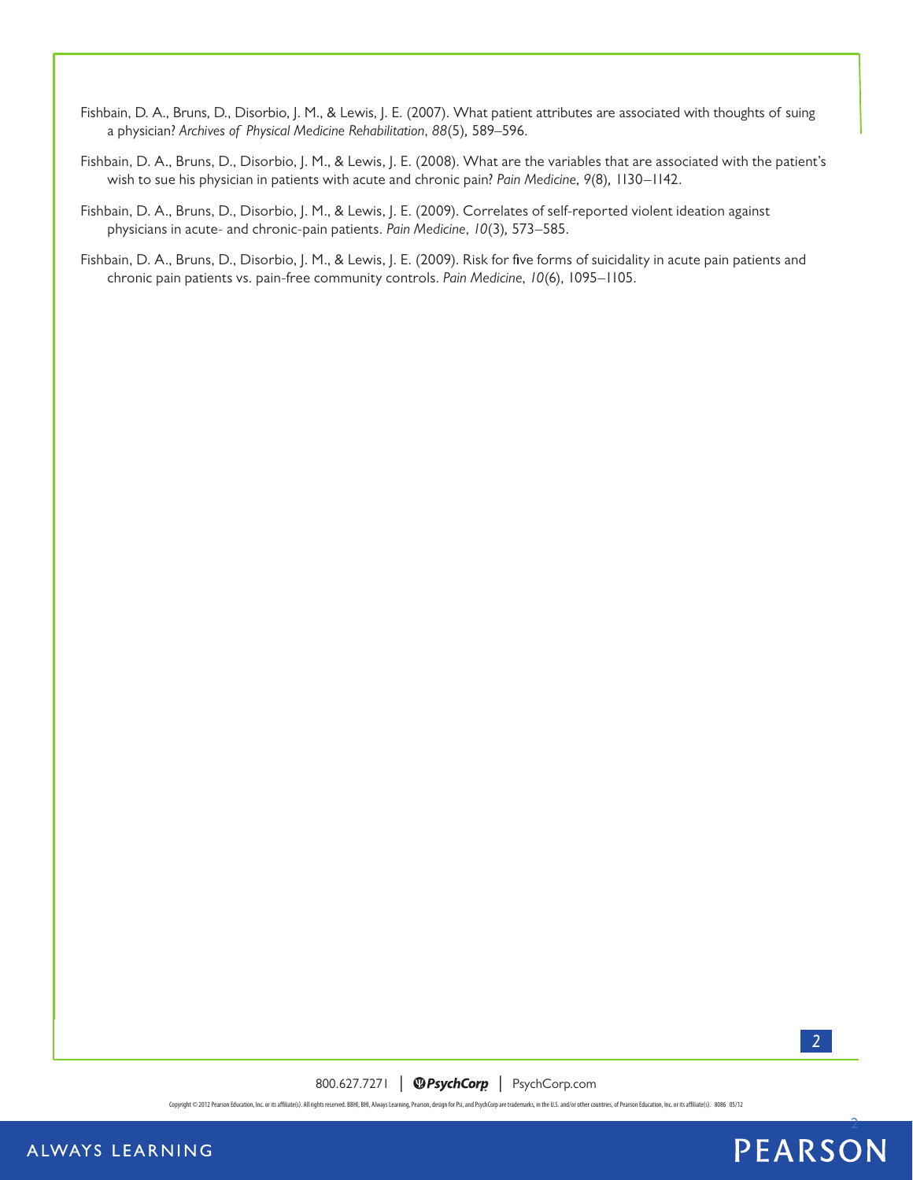Fishbain, D. A., Bruns, D., Disorbio, J. M., & Lewis, J. E. (2007). What patient attributes are associated with thoughts of suing a physician? *Archives of Physical Medicine Rehabilitation*, *88*(5), 589–596.

Fishbain, D. A., Bruns, D., Disorbio, J. M., & Lewis, J. E. (2008). What are the variables that are associated with the patient's wish to sue his physician in patients with acute and chronic pain? *Pain Medicine*, *9*(8), 1130–1142.

Fishbain, D. A., Bruns, D., Disorbio, J. M., & Lewis, J. E. (2009). Correlates of self-reported violent ideation against physicians in acute- and chronic-pain patients. *Pain Medicine*, *10*(3), 573–585.

Fishbain, D. A., Bruns, D., Disorbio, J. M., & Lewis, J. E. (2009). Risk for five forms of suicidality in acute pain patients and chronic pain patients vs. pain-free community controls. *Pain Medicine*, *10*(6), 1095–1105.

800.627.7271 | PsychCorp | PsychCorp.com

Copyright © 2012 Pearson Education, Inc. or its affiliate(s). All rights reserved. BBHI, BHI, Always Learning, Pearson, design for Psi, and PsychCorp are trademarks, in the U.S. and/or other countries, of Pearson Education, Inc. or its affiliate(s). 8086 05/12

ALWAYS LEARNING

PEARSON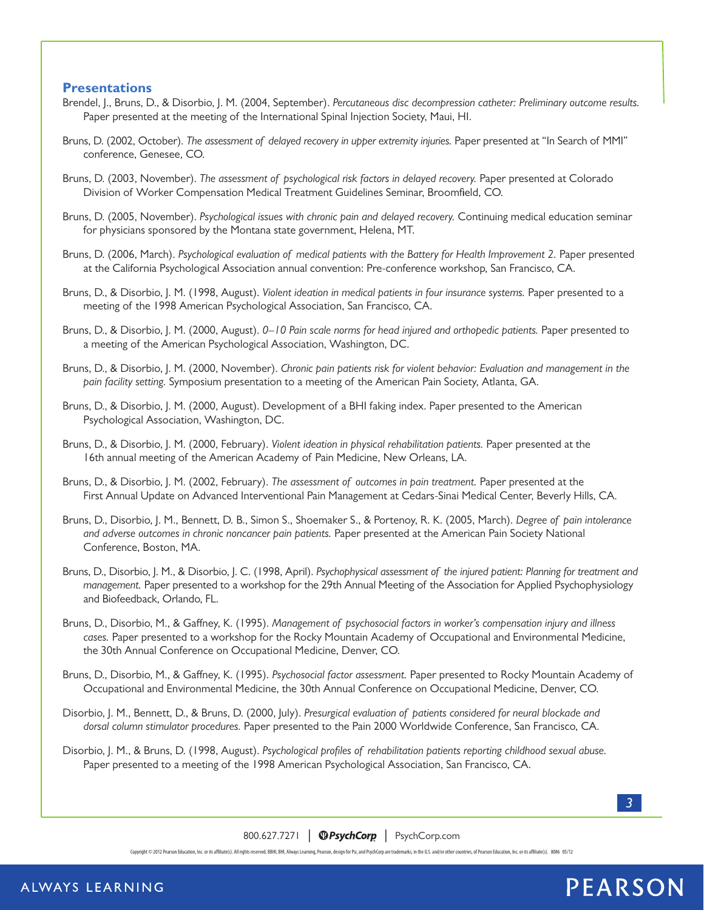## Presentations

Brendel, J., Bruns, D., & Disorbio, J. M. (2004, September). *Percutaneous disc decompression catheter: Preliminary outcome results.* Paper presented at the meeting of the International Spinal Injection Society, Maui, HI.

Bruns, D. (2002, October). *The assessment of delayed recovery in upper extremity injuries.* Paper presented at "In Search of MMI" conference, Genesee, CO.

Bruns, D. (2003, November). *The assessment of psychological risk factors in delayed recovery.* Paper presented at Colorado Division of Worker Compensation Medical Treatment Guidelines Seminar, Broomfield, CO.

Bruns, D. (2005, November). *Psychological issues with chronic pain and delayed recovery.* Continuing medical education seminar for physicians sponsored by the Montana state government, Helena, MT.

Bruns, D. (2006, March). *Psychological evaluation of medical patients with the Battery for Health Improvement 2.* Paper presented at the California Psychological Association annual convention: Pre-conference workshop, San Francisco, CA.

Bruns, D., & Disorbio, J. M. (1998, August). *Violent ideation in medical patients in four insurance systems.* Paper presented to a meeting of the 1998 American Psychological Association, San Francisco, CA.

Bruns, D., & Disorbio, J. M. (2000, August). *0–10 Pain scale norms for head injured and orthopedic patients.* Paper presented to a meeting of the American Psychological Association, Washington, DC.

Bruns, D., & Disorbio, J. M. (2000, November). *Chronic pain patients risk for violent behavior: Evaluation and management in the pain facility setting.* Symposium presentation to a meeting of the American Pain Society, Atlanta, GA.

Bruns, D., & Disorbio, J. M. (2000, August). Development of a BHI faking index. Paper presented to the American Psychological Association, Washington, DC.

Bruns, D., & Disorbio, J. M. (2000, February). *Violent ideation in physical rehabilitation patients.* Paper presented at the 16th annual meeting of the American Academy of Pain Medicine, New Orleans, LA.

Bruns, D., & Disorbio, J. M. (2002, February). *The assessment of outcomes in pain treatment.* Paper presented at the First Annual Update on Advanced Interventional Pain Management at Cedars-Sinai Medical Center, Beverly Hills, CA.

Bruns, D., Disorbio, J. M., Bennett, D. B., Simon S., Shoemaker S., & Portenoy, R. K. (2005, March). *Degree of pain intolerance and adverse outcomes in chronic noncancer pain patients.* Paper presented at the American Pain Society National Conference, Boston, MA.

Bruns, D., Disorbio, J. M., & Disorbio, J. C. (1998, April). *Psychophysical assessment of the injured patient: Planning for treatment and management.* Paper presented to a workshop for the 29th Annual Meeting of the Association for Applied Psychophysiology and Biofeedback, Orlando, FL.

Bruns, D., Disorbio, M., & Gaffney, K. (1995). *Management of psychosocial factors in worker's compensation injury and illness cases.* Paper presented to a workshop for the Rocky Mountain Academy of Occupational and Environmental Medicine, the 30th Annual Conference on Occupational Medicine, Denver, CO.

Bruns, D., Disorbio, M., & Gaffney, K. (1995). *Psychosocial factor assessment.* Paper presented to Rocky Mountain Academy of Occupational and Environmental Medicine, the 30th Annual Conference on Occupational Medicine, Denver, CO.

Disorbio, J. M., Bennett, D., & Bruns, D. (2000, July). *Presurgical evaluation of patients considered for neural blockade and dorsal column stimulator procedures.* Paper presented to the Pain 2000 Worldwide Conference, San Francisco, CA.

Disorbio, J. M., & Bruns, D. (1998, August). *Psychological profiles of rehabilitation patients reporting childhood sexual abuse.* Paper presented to a meeting of the 1998 American Psychological Association, San Francisco, CA.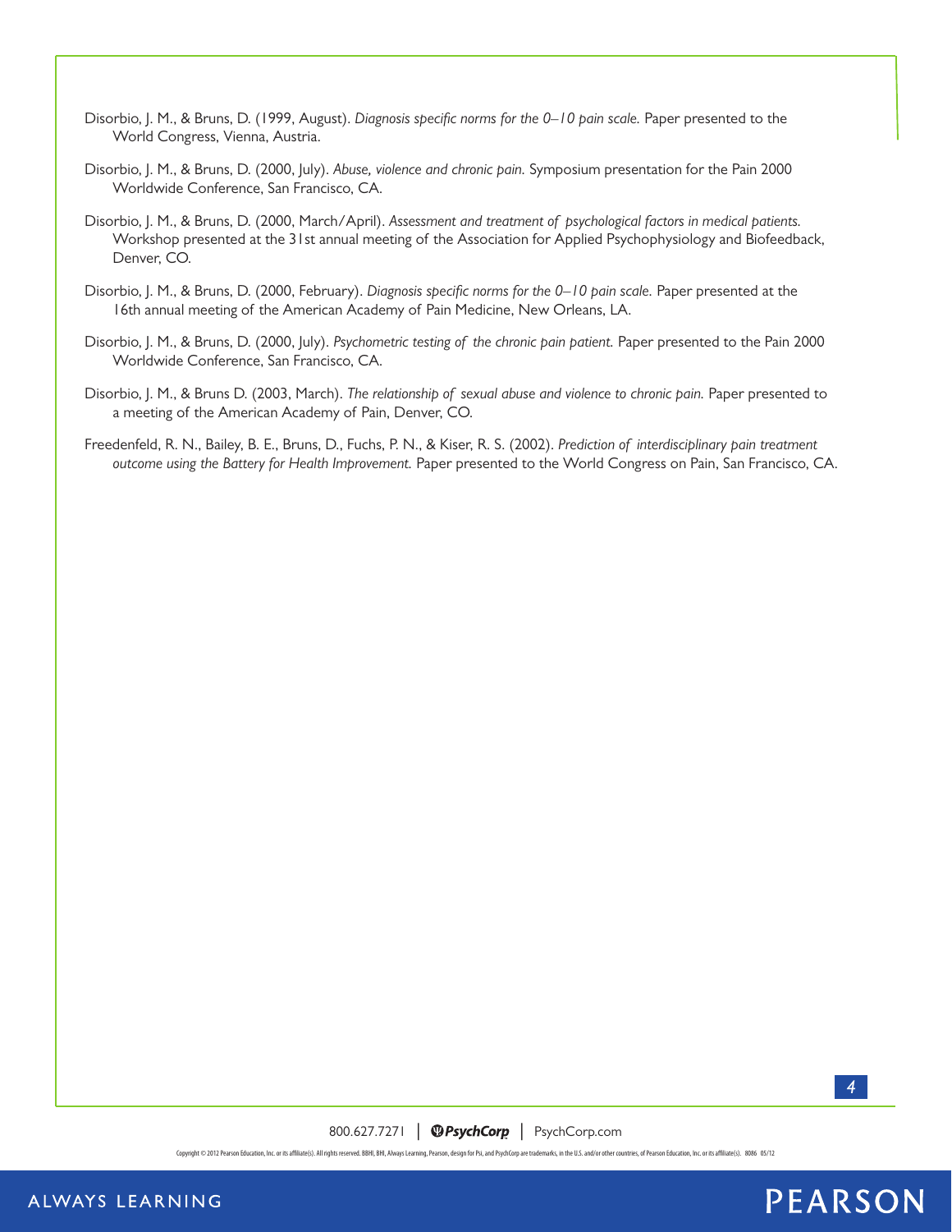Disorbio, J. M., & Bruns, D. (1999, August). *Diagnosis specific norms for the 0–10 pain scale.* Paper presented to the World Congress, Vienna, Austria.

Disorbio, J. M., & Bruns, D. (2000, July). *Abuse, violence and chronic pain.* Symposium presentation for the Pain 2000 Worldwide Conference, San Francisco, CA.

Disorbio, J. M., & Bruns, D. (2000, March/April). *Assessment and treatment of psychological factors in medical patients.* Workshop presented at the 31st annual meeting of the Association for Applied Psychophysiology and Biofeedback, Denver, CO.

Disorbio, J. M., & Bruns, D. (2000, February). *Diagnosis specific norms for the 0–10 pain scale.* Paper presented at the 16th annual meeting of the American Academy of Pain Medicine, New Orleans, LA.

Disorbio, J. M., & Bruns, D. (2000, July). *Psychometric testing of the chronic pain patient.* Paper presented to the Pain 2000 Worldwide Conference, San Francisco, CA.

Disorbio, J. M., & Bruns D. (2003, March). *The relationship of sexual abuse and violence to chronic pain.* Paper presented to a meeting of the American Academy of Pain, Denver, CO.

Freedenfeld, R. N., Bailey, B. E., Bruns, D., Fuchs, P. N., & Kiser, R. S. (2002). *Prediction of interdisciplinary pain treatment outcome using the Battery for Health Improvement.* Paper presented to the World Congress on Pain, San Francisco, CA.

800.627.7271 | PsychCorp | PsychCorp.com

Copyright © 2012 Pearson Education, Inc. or its affiliate(s). All rights reserved. BBHI, BHI, Always Learning, Pearson, design for Psi, and PsychCorp are trademarks, in the U.S. and/or other countries, of Pearson Education, Inc. or its affiliate(s). 8086 05/12

ALWAYS LEARNING PEARSON